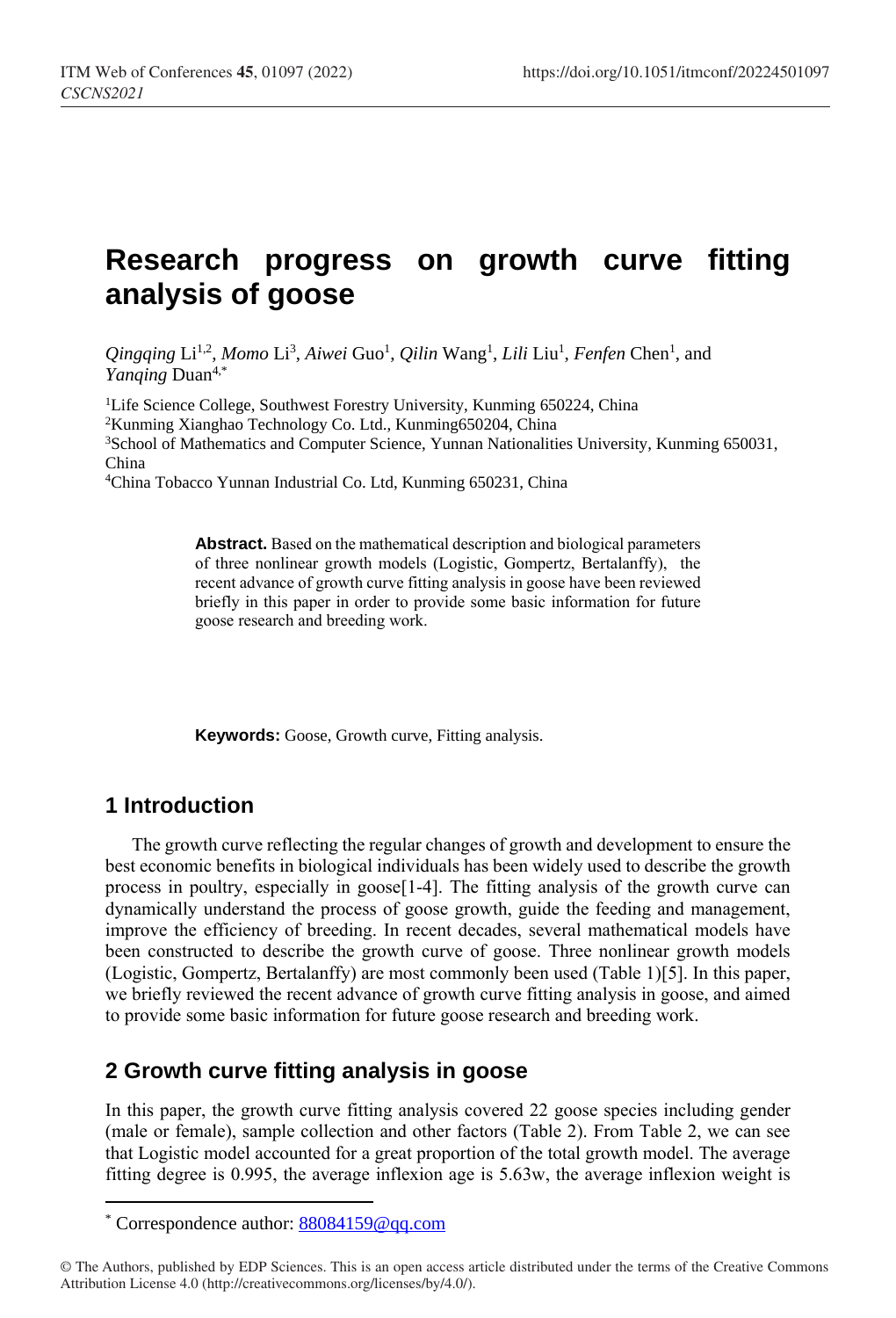# Research progress on growth curve fitting analysis of goose

*Qingqing* Li[1,2], *Momo* Li[3], *Aiwei* Guo[1], *Qilin* Wang[1], *Lili* Liu[1], *Fenfen* Chen[1], and *Yanqing* Duan[4,*]

[1]Life Science College, Southwest Forestry University, Kunming 650224, China
[2]Kunming Xianghao Technology Co. Ltd., Kunming650204, China
[3]School of Mathematics and Computer Science, Yunnan Nationalities University, Kunming 650031, China
[4]China Tobacco Yunnan Industrial Co. Ltd, Kunming 650231, China

**Abstract.** Based on the mathematical description and biological parameters of three nonlinear growth models (Logistic, Gompertz, Bertalanffy), the recent advance of growth curve fitting analysis in goose have been reviewed briefly in this paper in order to provide some basic information for future goose research and breeding work.

**Keywords:** Goose, Growth curve, Fitting analysis.

## 1 Introduction

The growth curve reflecting the regular changes of growth and development to ensure the best economic benefits in biological individuals has been widely used to describe the growth process in poultry, especially in goose[1-4]. The fitting analysis of the growth curve can dynamically understand the process of goose growth, guide the feeding and management, improve the efficiency of breeding. In recent decades, several mathematical models have been constructed to describe the growth curve of goose. Three nonlinear growth models (Logistic, Gompertz, Bertalanffy) are most commonly been used (Table 1)[5]. In this paper, we briefly reviewed the recent advance of growth curve fitting analysis in goose, and aimed to provide some basic information for future goose research and breeding work.

## 2 Growth curve fitting analysis in goose

In this paper, the growth curve fitting analysis covered 22 goose species including gender (male or female), sample collection and other factors (Table 2). From Table 2, we can see that Logistic model accounted for a great proportion of the total growth model. The average fitting degree is 0.995, the average inflexion age is 5.63w, the average inflexion weight is

[*] Correspondence author: 88084159@qq.com

© The Authors, published by EDP Sciences. This is an open access article distributed under the terms of the Creative Commons Attribution License 4.0 (http://creativecommons.org/licenses/by/4.0/).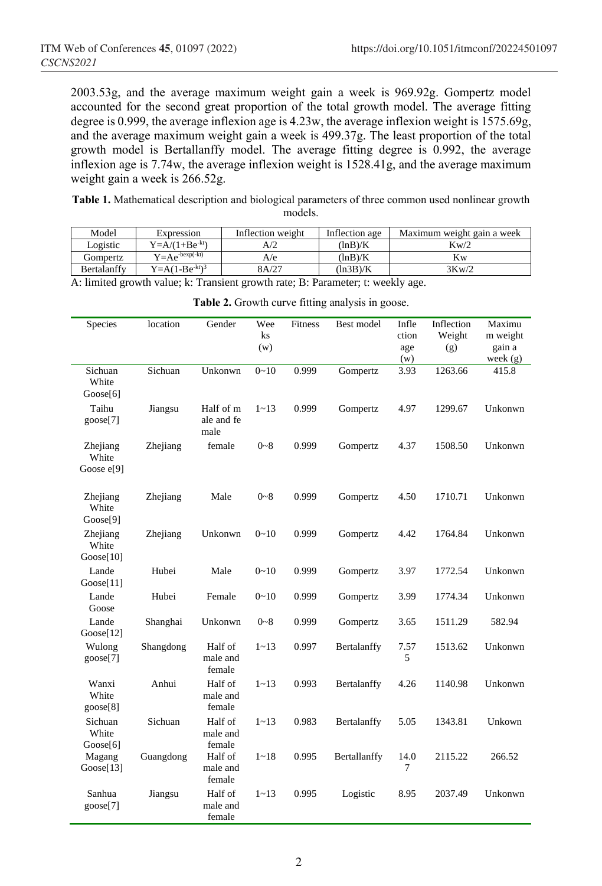2003.53g, and the average maximum weight gain a week is 969.92g. Gompertz model accounted for the second great proportion of the total growth model. The average fitting degree is 0.999, the average inflexion age is 4.23w, the average inflexion weight is 1575.69g, and the average maximum weight gain a week is 499.37g. The least proportion of the total growth model is Bertallanffy model. The average fitting degree is 0.992, the average inflexion age is 7.74w, the average inflexion weight is 1528.41g, and the average maximum weight gain a week is 266.52g.

**Table 1.** Mathematical description and biological parameters of three common used nonlinear growth models.

| Model | Expression | Inflection weight | Inflection age | Maximum weight gain a week |
|---|---|---|---|---|
| Logistic | $Y=A/(1+Be^{-kt})$ | A/2 | (lnB)/K | Kw/2 |
| Gompertz | $Y=Ae^{-bexp(-kt)}$ | A/e | (lnB)/K | Kw |
| Bertalanffy | $Y=A(1-Be^{-kt})^3$ | 8A/27 | (ln3B)/K | 3Kw/2 |

A: limited growth value; k: Transient growth rate; B: Parameter; t: weekly age.

**Table 2.** Growth curve fitting analysis in goose.

| Species | location | Gender | Weeks (w) | Fitness | Best model | Inflection age (w) | Inflection Weight (g) | Maximum weight gain a week (g) |
|---|---|---|---|---|---|---|---|---|
| Sichuan White Goose[6] | Sichuan | Unkonwn | 0~10 | 0.999 | Gompertz | 3.93 | 1263.66 | 415.8 |
| Taihu goose[7] | Jiangsu | Half of male and female | 1~13 | 0.999 | Gompertz | 4.97 | 1299.67 | Unkonwn |
| Zhejiang White Goose e[9] | Zhejiang | female | 0~8 | 0.999 | Gompertz | 4.37 | 1508.50 | Unkonwn |
| Zhejiang White Goose[9] | Zhejiang | Male | 0~8 | 0.999 | Gompertz | 4.50 | 1710.71 | Unkonwn |
| Zhejiang White Goose[10] | Zhejiang | Unkonwn | 0~10 | 0.999 | Gompertz | 4.42 | 1764.84 | Unkonwn |
| Lande Goose[11] | Hubei | Male | 0~10 | 0.999 | Gompertz | 3.97 | 1772.54 | Unkonwn |
| Lande Goose | Hubei | Female | 0~10 | 0.999 | Gompertz | 3.99 | 1774.34 | Unkonwn |
| Lande Goose[12] | Shanghai | Unkonwn | 0~8 | 0.999 | Gompertz | 3.65 | 1511.29 | 582.94 |
| Wulong goose[7] | Shangdong | Half of male and female | 1~13 | 0.997 | Bertalanffy | 7.575 | 1513.62 | Unkonwn |
| Wanxi White goose[8] | Anhui | Half of male and female | 1~13 | 0.993 | Bertalanffy | 4.26 | 1140.98 | Unkonwn |
| Sichuan White Goose[6] | Sichuan | Half of male and female | 1~13 | 0.983 | Bertalanffy | 5.05 | 1343.81 | Unkown |
| Magang Goose[13] | Guangdong | Half of male and female | 1~18 | 0.995 | Bertallanffy | 14.07 | 2115.22 | 266.52 |
| Sanhua goose[7] | Jiangsu | Half of male and female | 1~13 | 0.995 | Logistic | 8.95 | 2037.49 | Unkonwn |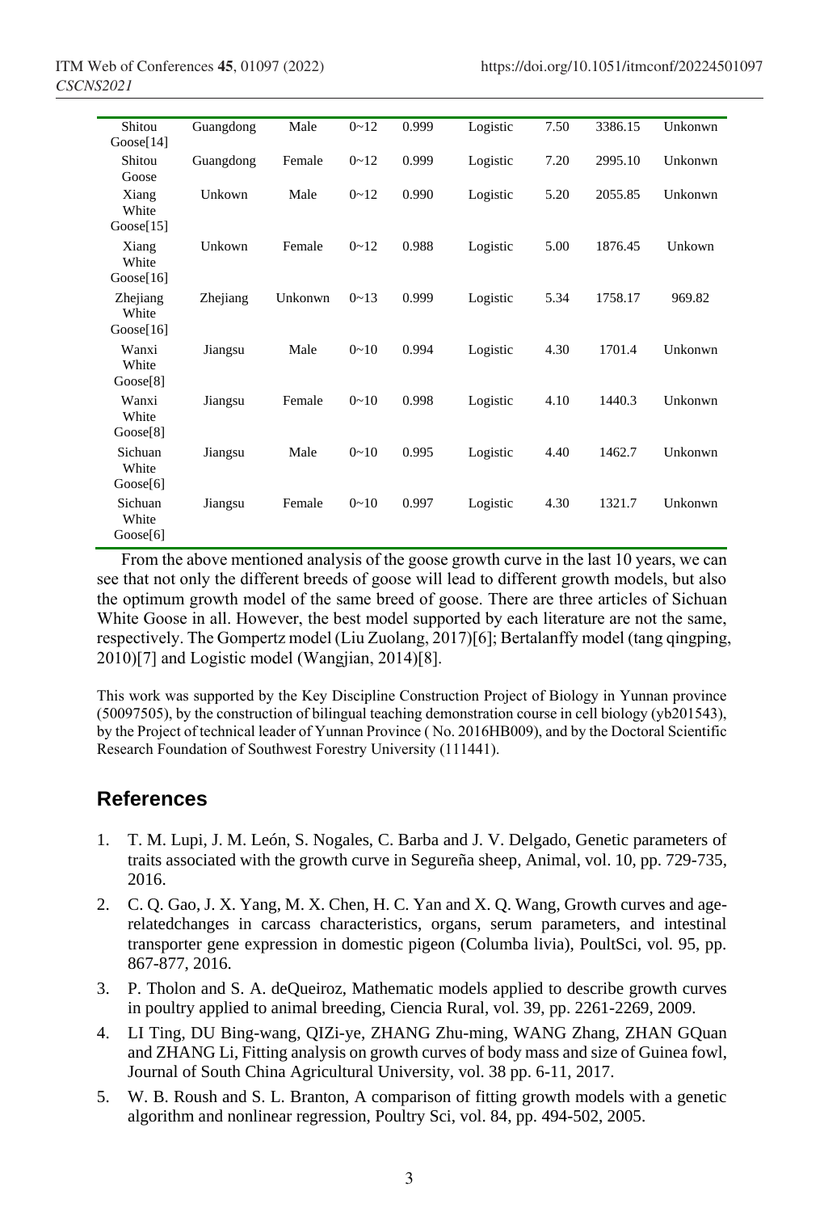| Shitou Goose[14] | Guangdong | Male | 0~12 | 0.999 | Logistic | 7.50 | 3386.15 | Unkonwn |
|---|---|---|---|---|---|---|---|---|
| Shitou Goose | Guangdong | Female | 0~12 | 0.999 | Logistic | 7.20 | 2995.10 | Unkonwn |
| Xiang White Goose[15] | Unkown | Male | 0~12 | 0.990 | Logistic | 5.20 | 2055.85 | Unkonwn |
| Xiang White Goose[16] | Unkown | Female | 0~12 | 0.988 | Logistic | 5.00 | 1876.45 | Unkown |
| Zhejiang White Goose[16] | Zhejiang | Unkonwn | 0~13 | 0.999 | Logistic | 5.34 | 1758.17 | 969.82 |
| Wanxi White Goose[8] | Jiangsu | Male | 0~10 | 0.994 | Logistic | 4.30 | 1701.4 | Unkonwn |
| Wanxi White Goose[8] | Jiangsu | Female | 0~10 | 0.998 | Logistic | 4.10 | 1440.3 | Unkonwn |
| Sichuan White Goose[6] | Jiangsu | Male | 0~10 | 0.995 | Logistic | 4.40 | 1462.7 | Unkonwn |
| Sichuan White Goose[6] | Jiangsu | Female | 0~10 | 0.997 | Logistic | 4.30 | 1321.7 | Unkonwn |

From the above mentioned analysis of the goose growth curve in the last 10 years, we can see that not only the different breeds of goose will lead to different growth models, but also the optimum growth model of the same breed of goose. There are three articles of Sichuan White Goose in all. However, the best model supported by each literature are not the same, respectively. The Gompertz model (Liu Zuolang, 2017)[6]; Bertalanffy model (tang qingping, 2010)[7] and Logistic model (Wangjian, 2014)[8].

This work was supported by the Key Discipline Construction Project of Biology in Yunnan province (50097505), by the construction of bilingual teaching demonstration course in cell biology (yb201543), by the Project of technical leader of Yunnan Province ( No. 2016HB009), and by the Doctoral Scientific Research Foundation of Southwest Forestry University (111441).

## References

1. T. M. Lupi, J. M. León, S. Nogales, C. Barba and J. V. Delgado, Genetic parameters of traits associated with the growth curve in Segureña sheep, Animal, vol. 10, pp. 729-735, 2016.
2. C. Q. Gao, J. X. Yang, M. X. Chen, H. C. Yan and X. Q. Wang, Growth curves and age-relatedchanges in carcass characteristics, organs, serum parameters, and intestinal transporter gene expression in domestic pigeon (Columba livia), PoultSci, vol. 95, pp. 867-877, 2016.
3. P. Tholon and S. A. deQueiroz, Mathematic models applied to describe growth curves in poultry applied to animal breeding, Ciencia Rural, vol. 39, pp. 2261-2269, 2009.
4. LI Ting, DU Bing-wang, QIZi-ye, ZHANG Zhu-ming, WANG Zhang, ZHAN GQuan and ZHANG Li, Fitting analysis on growth curves of body mass and size of Guinea fowl, Journal of South China Agricultural University, vol. 38 pp. 6-11, 2017.
5. W. B. Roush and S. L. Branton, A comparison of fitting growth models with a genetic algorithm and nonlinear regression, Poultry Sci, vol. 84, pp. 494-502, 2005.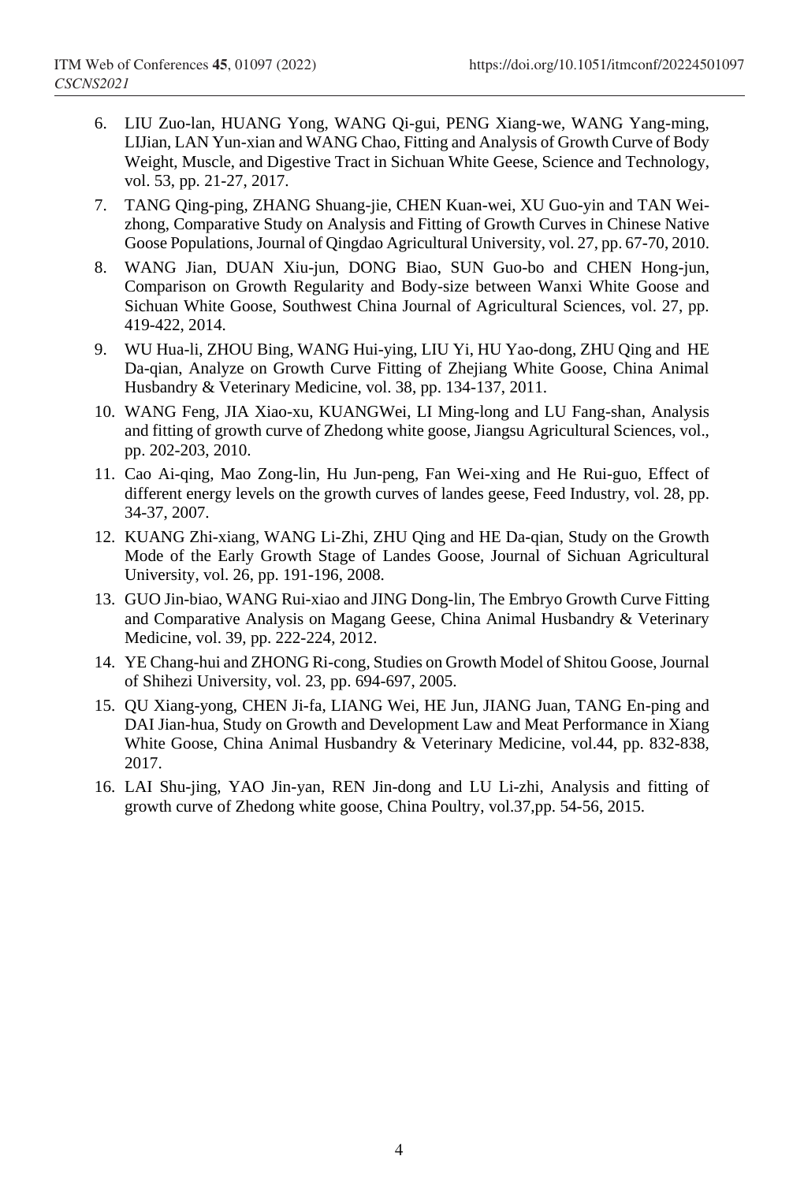6. LIU Zuo-lan, HUANG Yong, WANG Qi-gui, PENG Xiang-we, WANG Yang-ming, LIJian, LAN Yun-xian and WANG Chao, Fitting and Analysis of Growth Curve of Body Weight, Muscle, and Digestive Tract in Sichuan White Geese, Science and Technology, vol. 53, pp. 21-27, 2017.
7. TANG Qing-ping, ZHANG Shuang-jie, CHEN Kuan-wei, XU Guo-yin and TAN Wei-zhong, Comparative Study on Analysis and Fitting of Growth Curves in Chinese Native Goose Populations, Journal of Qingdao Agricultural University, vol. 27, pp. 67-70, 2010.
8. WANG Jian, DUAN Xiu-jun, DONG Biao, SUN Guo-bo and CHEN Hong-jun, Comparison on Growth Regularity and Body-size between Wanxi White Goose and Sichuan White Goose, Southwest China Journal of Agricultural Sciences, vol. 27, pp. 419-422, 2014.
9. WU Hua-li, ZHOU Bing, WANG Hui-ying, LIU Yi, HU Yao-dong, ZHU Qing and HE Da-qian, Analyze on Growth Curve Fitting of Zhejiang White Goose, China Animal Husbandry & Veterinary Medicine, vol. 38, pp. 134-137, 2011.
10. WANG Feng, JIA Xiao-xu, KUANGWei, LI Ming-long and LU Fang-shan, Analysis and fitting of growth curve of Zhedong white goose, Jiangsu Agricultural Sciences, vol., pp. 202-203, 2010.
11. Cao Ai-qing, Mao Zong-lin, Hu Jun-peng, Fan Wei-xing and He Rui-guo, Effect of different energy levels on the growth curves of landes geese, Feed Industry, vol. 28, pp. 34-37, 2007.
12. KUANG Zhi-xiang, WANG Li-Zhi, ZHU Qing and HE Da-qian, Study on the Growth Mode of the Early Growth Stage of Landes Goose, Journal of Sichuan Agricultural University, vol. 26, pp. 191-196, 2008.
13. GUO Jin-biao, WANG Rui-xiao and JING Dong-lin, The Embryo Growth Curve Fitting and Comparative Analysis on Magang Geese, China Animal Husbandry & Veterinary Medicine, vol. 39, pp. 222-224, 2012.
14. YE Chang-hui and ZHONG Ri-cong, Studies on Growth Model of Shitou Goose, Journal of Shihezi University, vol. 23, pp. 694-697, 2005.
15. QU Xiang-yong, CHEN Ji-fa, LIANG Wei, HE Jun, JIANG Juan, TANG En-ping and DAI Jian-hua, Study on Growth and Development Law and Meat Performance in Xiang White Goose, China Animal Husbandry & Veterinary Medicine, vol.44, pp. 832-838, 2017.
16. LAI Shu-jing, YAO Jin-yan, REN Jin-dong and LU Li-zhi, Analysis and fitting of growth curve of Zhedong white goose, China Poultry, vol.37,pp. 54-56, 2015.